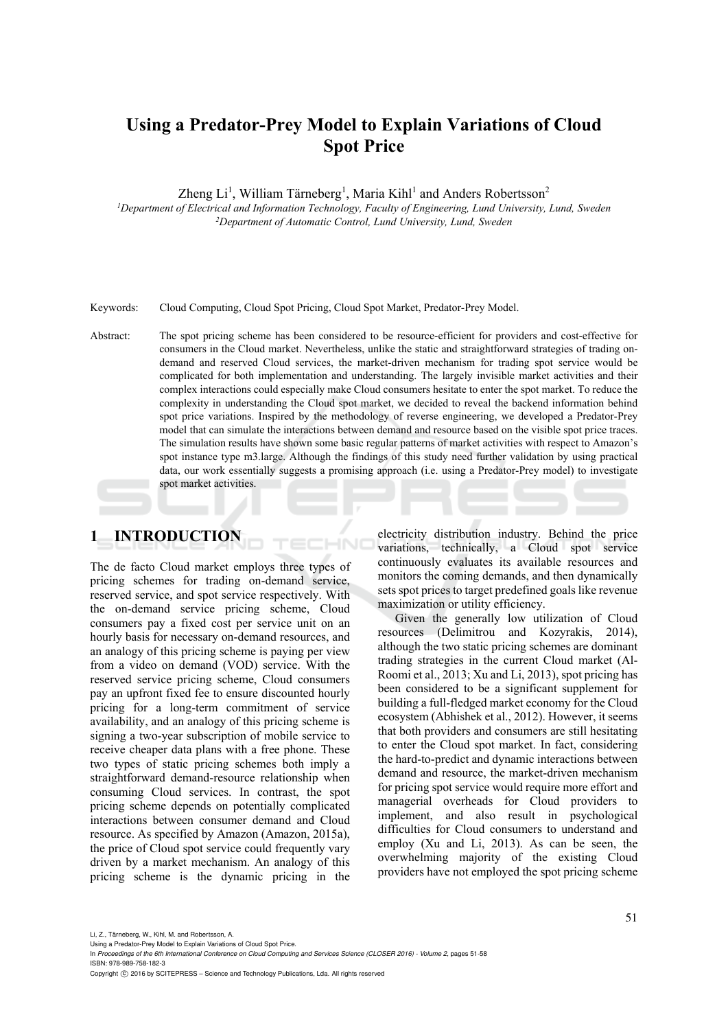# Using a Predator-Prey Model to Explain Variations of Cloud Spot Price

Zheng Li[1], William Tärneberg[1], Maria Kihl[1] and Anders Robertsson[2]

[1]*Department of Electrical and Information Technology, Faculty of Engineering, Lund University, Lund, Sweden*
[2]*Department of Automatic Control, Lund University, Lund, Sweden*

Keywords: Cloud Computing, Cloud Spot Pricing, Cloud Spot Market, Predator-Prey Model.

Abstract: The spot pricing scheme has been considered to be resource-efficient for providers and cost-effective for consumers in the Cloud market. Nevertheless, unlike the static and straightforward strategies of trading on-demand and reserved Cloud services, the market-driven mechanism for trading spot service would be complicated for both implementation and understanding. The largely invisible market activities and their complex interactions could especially make Cloud consumers hesitate to enter the spot market. To reduce the complexity in understanding the Cloud spot market, we decided to reveal the backend information behind spot price variations. Inspired by the methodology of reverse engineering, we developed a Predator-Prey model that can simulate the interactions between demand and resource based on the visible spot price traces. The simulation results have shown some basic regular patterns of market activities with respect to Amazon's spot instance type m3.large. Although the findings of this study need further validation by using practical data, our work essentially suggests a promising approach (i.e. using a Predator-Prey model) to investigate spot market activities.

## 1 INTRODUCTION

The de facto Cloud market employs three types of pricing schemes for trading on-demand service, reserved service, and spot service respectively. With the on-demand service pricing scheme, Cloud consumers pay a fixed cost per service unit on an hourly basis for necessary on-demand resources, and an analogy of this pricing scheme is paying per view from a video on demand (VOD) service. With the reserved service pricing scheme, Cloud consumers pay an upfront fixed fee to ensure discounted hourly pricing for a long-term commitment of service availability, and an analogy of this pricing scheme is signing a two-year subscription of mobile service to receive cheaper data plans with a free phone. These two types of static pricing schemes both imply a straightforward demand-resource relationship when consuming Cloud services. In contrast, the spot pricing scheme depends on potentially complicated interactions between consumer demand and Cloud resource. As specified by Amazon (Amazon, 2015a), the price of Cloud spot service could frequently vary driven by a market mechanism. An analogy of this pricing scheme is the dynamic pricing in the electricity distribution industry. Behind the price variations, technically, a Cloud spot service continuously evaluates its available resources and monitors the coming demands, and then dynamically sets spot prices to target predefined goals like revenue maximization or utility efficiency.

Given the generally low utilization of Cloud resources (Delimitrou and Kozyrakis, 2014), although the two static pricing schemes are dominant trading strategies in the current Cloud market (Al-Roomi et al., 2013; Xu and Li, 2013), spot pricing has been considered to be a significant supplement for building a full-fledged market economy for the Cloud ecosystem (Abhishek et al., 2012). However, it seems that both providers and consumers are still hesitating to enter the Cloud spot market. In fact, considering the hard-to-predict and dynamic interactions between demand and resource, the market-driven mechanism for pricing spot service would require more effort and managerial overheads for Cloud providers to implement, and also result in psychological difficulties for Cloud consumers to understand and employ (Xu and Li, 2013). As can be seen, the overwhelming majority of the existing Cloud providers have not employed the spot pricing scheme

Li, Z., Tärneberg, W., Kihl, M. and Robertsson, A.
Using a Predator-Prey Model to Explain Variations of Cloud Spot Price.
In *Proceedings of the 6th International Conference on Cloud Computing and Services Science (CLOSER 2016) - Volume 2*, pages 51-58
ISBN: 978-989-758-182-3
Copyright © 2016 by SCITEPRESS – Science and Technology Publications, Lda. All rights reserved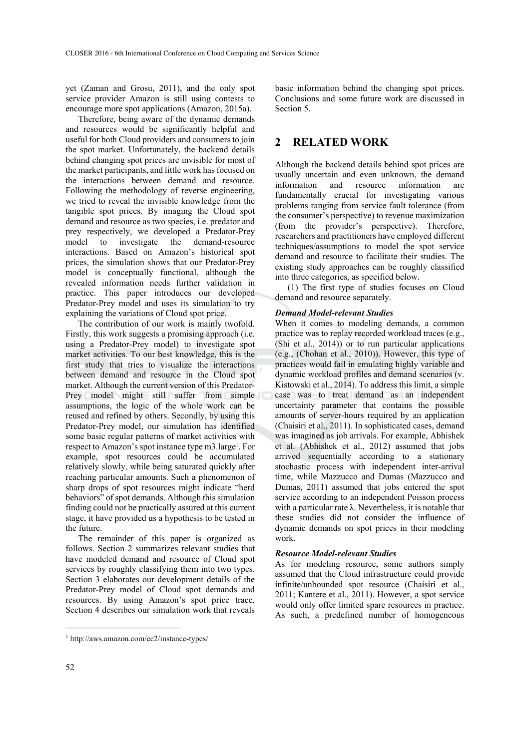yet (Zaman and Grosu, 2011), and the only spot service provider Amazon is still using contests to encourage more spot applications (Amazon, 2015a).

Therefore, being aware of the dynamic demands and resources would be significantly helpful and useful for both Cloud providers and consumers to join the spot market. Unfortunately, the backend details behind changing spot prices are invisible for most of the market participants, and little work has focused on the interactions between demand and resource. Following the methodology of reverse engineering, we tried to reveal the invisible knowledge from the tangible spot prices. By imaging the Cloud spot demand and resource as two species, i.e. predator and prey respectively, we developed a Predator-Prey model to investigate the demand-resource interactions. Based on Amazon's historical spot prices, the simulation shows that our Predator-Prey model is conceptually functional, although the revealed information needs further validation in practice. This paper introduces our developed Predator-Prey model and uses its simulation to try explaining the variations of Cloud spot price.

The contribution of our work is mainly twofold. Firstly, this work suggests a promising approach (i.e. using a Predator-Prey model) to investigate spot market activities. To our best knowledge, this is the first study that tries to visualize the interactions between demand and resource in the Cloud spot market. Although the current version of this Predator-Prey model might still suffer from simple assumptions, the logic of the whole work can be reused and refined by others. Secondly, by using this Predator-Prey model, our simulation has identified some basic regular patterns of market activities with respect to Amazon's spot instance type m3.large[1]. For example, spot resources could be accumulated relatively slowly, while being saturated quickly after reaching particular amounts. Such a phenomenon of sharp drops of spot resources might indicate "herd behaviors" of spot demands. Although this simulation finding could not be practically assured at this current stage, it have provided us a hypothesis to be tested in the future.

The remainder of this paper is organized as follows. Section 2 summarizes relevant studies that have modeled demand and resource of Cloud spot services by roughly classifying them into two types. Section 3 elaborates our development details of the Predator-Prey model of Cloud spot demands and resources. By using Amazon's spot price trace, Section 4 describes our simulation work that reveals basic information behind the changing spot prices. Conclusions and some future work are discussed in Section 5.

## 2 RELATED WORK

Although the backend details behind spot prices are usually uncertain and even unknown, the demand information and resource information are fundamentally crucial for investigating various problems ranging from service fault tolerance (from the consumer's perspective) to revenue maximization (from the provider's perspective). Therefore, researchers and practitioners have employed different techniques/assumptions to model the spot service demand and resource to facilitate their studies. The existing study approaches can be roughly classified into three categories, as specified below.

(1) The first type of studies focuses on Cloud demand and resource separately.

***Demand Model-relevant Studies***

When it comes to modeling demands, a common practice was to replay recorded workload traces (e.g., (Shi et al., 2014)) or to run particular applications (e.g., (Chohan et al., 2010)). However, this type of practices would fail in emulating highly variable and dynamic workload profiles and demand scenarios (v. Kistowski et al., 2014). To address this limit, a simple case was to treat demand as an independent uncertainty parameter that contains the possible amounts of server-hours required by an application (Chaisiri et al., 2011). In sophisticated cases, demand was imagined as job arrivals. For example, Abhishek et al. (Abhishek et al., 2012) assumed that jobs arrived sequentially according to a stationary stochastic process with independent inter-arrival time, while Mazzucco and Dumas (Mazzucco and Dumas, 2011) assumed that jobs entered the spot service according to an independent Poisson process with a particular rate $\lambda$. Nevertheless, it is notable that these studies did not consider the influence of dynamic demands on spot prices in their modeling work.

***Resource Model-relevant Studies***

As for modeling resource, some authors simply assumed that the Cloud infrastructure could provide infinite/unbounded spot resource (Chaisiri et al., 2011; Kantere et al., 2011). However, a spot service would only offer limited spare resources in practice. As such, a predefined number of homogeneous

[1] http://aws.amazon.com/ec2/instance-types/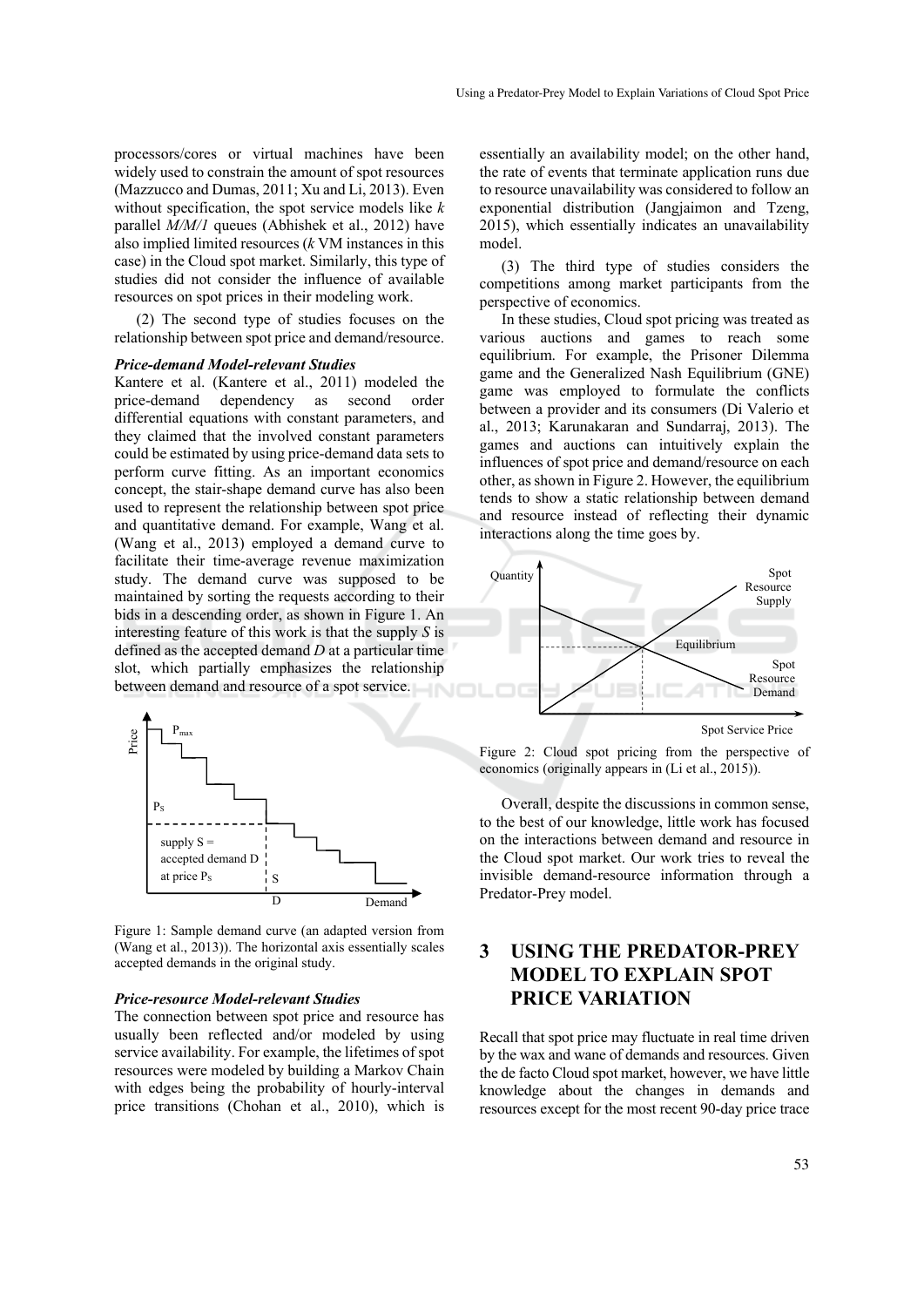processors/cores or virtual machines have been widely used to constrain the amount of spot resources (Mazzucco and Dumas, 2011; Xu and Li, 2013). Even without specification, the spot service models like *k* parallel *M/M/1* queues (Abhishek et al., 2012) have also implied limited resources (*k* VM instances in this case) in the Cloud spot market. Similarly, this type of studies did not consider the influence of available resources on spot prices in their modeling work.

(2) The second type of studies focuses on the relationship between spot price and demand/resource.

***Price-demand Model-relevant Studies***

Kantere et al. (Kantere et al., 2011) modeled the price-demand dependency as second order differential equations with constant parameters, and they claimed that the involved constant parameters could be estimated by using price-demand data sets to perform curve fitting. As an important economics concept, the stair-shape demand curve has also been used to represent the relationship between spot price and quantitative demand. For example, Wang et al. (Wang et al., 2013) employed a demand curve to facilitate their time-average revenue maximization study. The demand curve was supposed to be maintained by sorting the requests according to their bids in a descending order, as shown in Figure 1. An interesting feature of this work is that the supply *S* is defined as the accepted demand *D* at a particular time slot, which partially emphasizes the relationship between demand and resource of a spot service.

Figure 1: Sample demand curve (an adapted version from (Wang et al., 2013)). The horizontal axis essentially scales accepted demands in the original study.

***Price-resource Model-relevant Studies***

The connection between spot price and resource has usually been reflected and/or modeled by using service availability. For example, the lifetimes of spot resources were modeled by building a Markov Chain with edges being the probability of hourly-interval price transitions (Chohan et al., 2010), which is essentially an availability model; on the other hand, the rate of events that terminate application runs due to resource unavailability was considered to follow an exponential distribution (Jangjaimon and Tzeng, 2015), which essentially indicates an unavailability model.

(3) The third type of studies considers the competitions among market participants from the perspective of economics.

In these studies, Cloud spot pricing was treated as various auctions and games to reach some equilibrium. For example, the Prisoner Dilemma game and the Generalized Nash Equilibrium (GNE) game was employed to formulate the conflicts between a provider and its consumers (Di Valerio et al., 2013; Karunakaran and Sundarraj, 2013). The games and auctions can intuitively explain the influences of spot price and demand/resource on each other, as shown in Figure 2. However, the equilibrium tends to show a static relationship between demand and resource instead of reflecting their dynamic interactions along the time goes by.

Figure 2: Cloud spot pricing from the perspective of economics (originally appears in (Li et al., 2015)).

Overall, despite the discussions in common sense, to the best of our knowledge, little work has focused on the interactions between demand and resource in the Cloud spot market. Our work tries to reveal the invisible demand-resource information through a Predator-Prey model.

# 3 USING THE PREDATOR-PREY MODEL TO EXPLAIN SPOT PRICE VARIATION

Recall that spot price may fluctuate in real time driven by the wax and wane of demands and resources. Given the de facto Cloud spot market, however, we have little knowledge about the changes in demands and resources except for the most recent 90-day price trace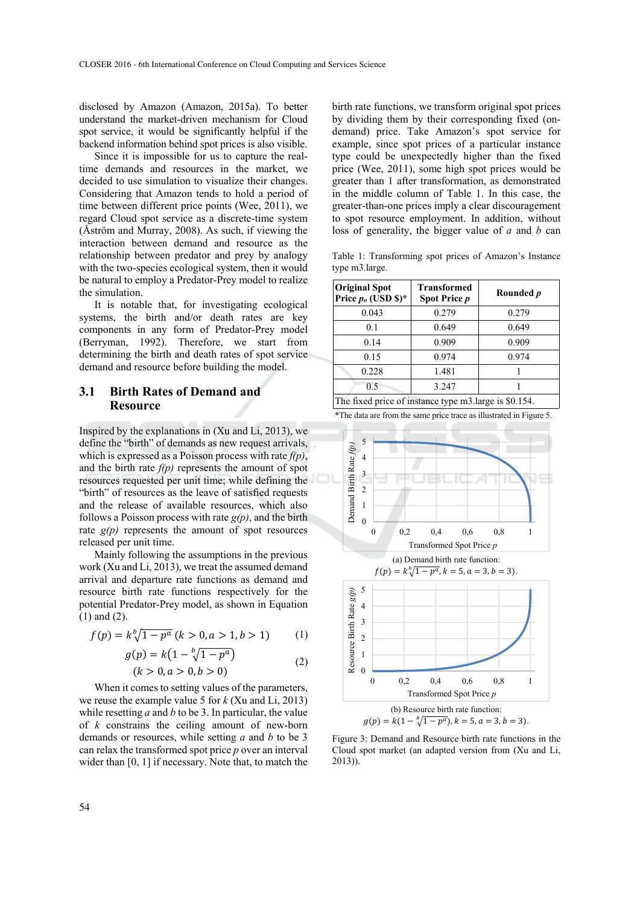disclosed by Amazon (Amazon, 2015a). To better understand the market-driven mechanism for Cloud spot service, it would be significantly helpful if the backend information behind spot prices is also visible.

Since it is impossible for us to capture the real-time demands and resources in the market, we decided to use simulation to visualize their changes. Considering that Amazon tends to hold a period of time between different price points (Wee, 2011), we regard Cloud spot service as a discrete-time system (Åström and Murray, 2008). As such, if viewing the interaction between demand and resource as the relationship between predator and prey by analogy with the two-species ecological system, then it would be natural to employ a Predator-Prey model to realize the simulation.

It is notable that, for investigating ecological systems, the birth and/or death rates are key components in any form of Predator-Prey model (Berryman, 1992). Therefore, we start from determining the birth and death rates of spot service demand and resource before building the model.

## 3.1 Birth Rates of Demand and Resource

Inspired by the explanations in (Xu and Li, 2013), we define the "birth" of demands as new request arrivals, which is expressed as a Poisson process with rate *f(p)*, and the birth rate *f(p)* represents the amount of spot resources requested per unit time; while defining the "birth" of resources as the leave of satisfied requests and the release of available resources, which also follows a Poisson process with rate *g(p)*, and the birth rate *g(p)* represents the amount of spot resources released per unit time.

Mainly following the assumptions in the previous work (Xu and Li, 2013), we treat the assumed demand arrival and departure rate functions as demand and resource birth rate functions respectively for the potential Predator-Prey model, as shown in Equation (1) and (2).

$$f(p) = k\sqrt[b]{1-p^a} \ (k > 0, a > 1, b > 1) \quad (1)$$

$$g(p) = k\left(1 - \sqrt[b]{1-p^a}\right) \quad (k > 0, a > 0, b > 0) \quad (2)$$

When it comes to setting values of the parameters, we reuse the example value 5 for $k$ (Xu and Li, 2013) while resetting $a$ and $b$ to be 3. In particular, the value of $k$ constrains the ceiling amount of new-born demands or resources, while setting $a$ and $b$ to be 3 can relax the transformed spot price $p$ over an interval wider than [0, 1] if necessary. Note that, to match the birth rate functions, we transform original spot prices by dividing them by their corresponding fixed (on-demand) price. Take Amazon's spot service for example, since spot prices of a particular instance type could be unexpectedly higher than the fixed price (Wee, 2011), some high spot prices would be greater than 1 after transformation, as demonstrated in the middle column of Table 1. In this case, the greater-than-one prices imply a clear discouragement to spot resource employment. In addition, without loss of generality, the bigger value of $a$ and $b$ can

Table 1: Transforming spot prices of Amazon's Instance type m3.large.

| Original Spot Price $p_o$ (USD $)* | Transformed Spot Price $p$ | Rounded $p$ |
|---|---|---|
| 0.043 | 0.279 | 0.279 |
| 0.1 | 0.649 | 0.649 |
| 0.14 | 0.909 | 0.909 |
| 0.15 | 0.974 | 0.974 |
| 0.228 | 1.481 | 1 |
| 0.5 | 3.247 | 1 |
| The fixed price of instance type m3.large is $0.154. | | |

*The data are from the same price trace as illustrated in Figure 5.

(a) Demand birth rate function: $f(p) = k\sqrt[b]{1-p^a}, k = 5, a = 3, b = 3$).

(b) Resource birth rate function: $g(p) = k(1 - \sqrt[b]{1-p^a}), k = 5, a = 3, b = 3$).

Figure 3: Demand and Resource birth rate functions in the Cloud spot market (an adapted version from (Xu and Li, 2013)).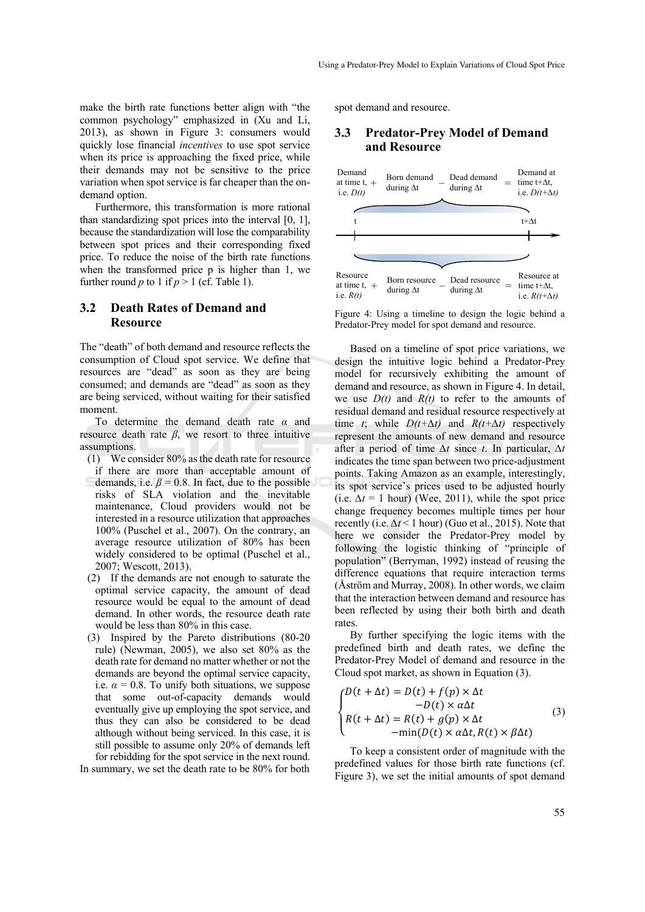make the birth rate functions better align with "the common psychology" emphasized in (Xu and Li, 2013), as shown in Figure 3: consumers would quickly lose financial *incentives* to use spot service when its price is approaching the fixed price, while their demands may not be sensitive to the price variation when spot service is far cheaper than the on-demand option.

Furthermore, this transformation is more rational than standardizing spot prices into the interval [0, 1], because the standardization will lose the comparability between spot prices and their corresponding fixed price. To reduce the noise of the birth rate functions when the transformed price p is higher than 1, we further round $p$ to 1 if $p > 1$ (cf. Table 1).

### 3.2 Death Rates of Demand and Resource

The "death" of both demand and resource reflects the consumption of Cloud spot service. We define that resources are "dead" as soon as they are being consumed; and demands are "dead" as soon as they are being serviced, without waiting for their satisfied moment.

To determine the demand death rate $\alpha$ and resource death rate $\beta$, we resort to three intuitive assumptions.

(1) We consider 80% as the death rate for resource if there are more than acceptable amount of demands, i.e. $\beta = 0.8$. In fact, due to the possible risks of SLA violation and the inevitable maintenance, Cloud providers would not be interested in a resource utilization that approaches 100% (Puschel et al., 2007). On the contrary, an average resource utilization of 80% has been widely considered to be optimal (Puschel et al., 2007; Wescott, 2013).

(2) If the demands are not enough to saturate the optimal service capacity, the amount of dead resource would be equal to the amount of dead demand. In other words, the resource death rate would be less than 80% in this case.

(3) Inspired by the Pareto distributions (80-20 rule) (Newman, 2005), we also set 80% as the death rate for demand no matter whether or not the demands are beyond the optimal service capacity, i.e. $\alpha = 0.8$. To unify both situations, we suppose that some out-of-capacity demands would eventually give up employing the spot service, and thus they can also be considered to be dead although without being serviced. In this case, it is still possible to assume only 20% of demands left for rebidding for the spot service in the next round.

In summary, we set the death rate to be 80% for both spot demand and resource.

### 3.3 Predator-Prey Model of Demand and Resource

| Demand at time t, i.e. $D(t)$ | + | Born demand during $\Delta$t | − | Dead demand during $\Delta$t | = | Demand at time t+$\Delta$t, i.e. $D(t+\Delta t)$ |
|---|---|---|---|---|---|---|
| Resource at time t, i.e. $R(t)$ | + | Born resource during $\Delta$t | − | Dead resource during $\Delta$t | = | Resource at time t+$\Delta$t, i.e. $R(t+\Delta t)$ |

Figure 4: Using a timeline to design the logic behind a Predator-Prey model for spot demand and resource.

Based on a timeline of spot price variations, we design the intuitive logic behind a Predator-Prey model for recursively exhibiting the amount of demand and resource, as shown in Figure 4. In detail, we use $D(t)$ and $R(t)$ to refer to the amounts of residual demand and residual resource respectively at time $t$; while $D(t+\Delta t)$ and $R(t+\Delta t)$ respectively represent the amounts of new demand and resource after a period of time $\Delta t$ since $t$. In particular, $\Delta t$ indicates the time span between two price-adjustment points. Taking Amazon as an example, interestingly, its spot service's prices used to be adjusted hourly (i.e. $\Delta t = 1$ hour) (Wee, 2011), while the spot price change frequency becomes multiple times per hour recently (i.e. $\Delta t < 1$ hour) (Guo et al., 2015). Note that here we consider the Predator-Prey model by following the logistic thinking of "principle of population" (Berryman, 1992) instead of reusing the difference equations that require interaction terms (Åström and Murray, 2008). In other words, we claim that the interaction between demand and resource has been reflected by using their both birth and death rates.

By further specifying the logic items with the predefined birth and death rates, we define the Predator-Prey Model of demand and resource in the Cloud spot market, as shown in Equation (3).

$$\begin{cases} D(t+\Delta t) = D(t) + f(p) \times \Delta t \\ \qquad\qquad\quad -D(t) \times \alpha\Delta t \\ R(t+\Delta t) = R(t) + g(p) \times \Delta t \\ \qquad\qquad\quad -\min(D(t) \times \alpha\Delta t, R(t) \times \beta\Delta t) \end{cases} \tag{3}$$

To keep a consistent order of magnitude with the predefined values for those birth rate functions (cf. Figure 3), we set the initial amounts of spot demand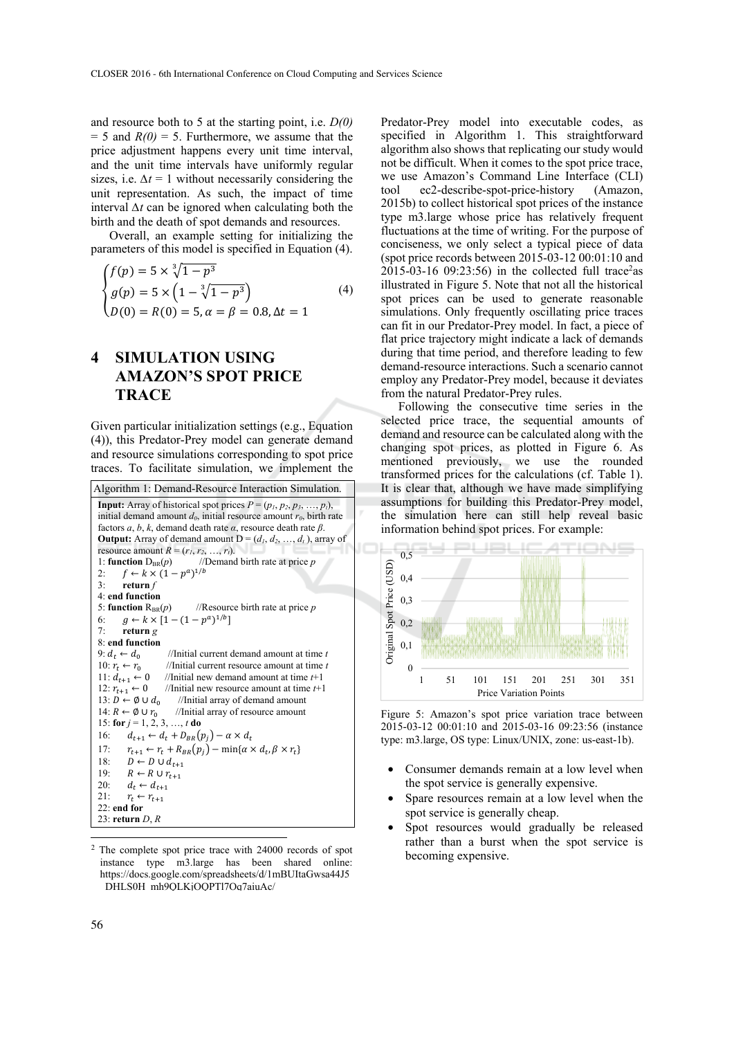and resource both to 5 at the starting point, i.e. $D(0) = 5$ and $R(0) = 5$. Furthermore, we assume that the price adjustment happens every unit time interval, and the unit time intervals have uniformly regular sizes, i.e. $\Delta t = 1$ without necessarily considering the unit representation. As such, the impact of time interval $\Delta t$ can be ignored when calculating both the birth and the death of spot demands and resources.

Overall, an example setting for initializing the parameters of this model is specified in Equation (4).

$$
\begin{cases}
f(p) = 5 \times \sqrt[3]{1 - p^3} \\
g(p) = 5 \times \left(1 - \sqrt[3]{1 - p^3}\right) \\
D(0) = R(0) = 5, \alpha = \beta = 0.8, \Delta t = 1
\end{cases}
\quad (4)
$$

# 4 SIMULATION USING AMAZON'S SPOT PRICE TRACE

Given particular initialization settings (e.g., Equation (4)), this Predator-Prey model can generate demand and resource simulations corresponding to spot price traces. To facilitate simulation, we implement the Predator-Prey model into executable codes, as specified in Algorithm 1. This straightforward algorithm also shows that replicating our study would not be difficult. When it comes to the spot price trace, we use Amazon's Command Line Interface (CLI) tool ec2-describe-spot-price-history (Amazon, 2015b) to collect historical spot prices of the instance type m3.large whose price has relatively frequent fluctuations at the time of writing. For the purpose of conciseness, we only select a typical piece of data (spot price records between 2015-03-12 00:01:10 and 2015-03-16 09:23:56) in the collected full trace[2] as illustrated in Figure 5. Note that not all the historical spot prices can be used to generate reasonable simulations. Only frequently oscillating price traces can fit in our Predator-Prey model. In fact, a piece of flat price trajectory might indicate a lack of demands during that time period, and therefore leading to few demand-resource interactions. Such a scenario cannot employ any Predator-Prey model, because it deviates from the natural Predator-Prey rules.

**Algorithm 1: Demand-Resource Interaction Simulation.**

**Input:** Array of historical spot prices $P = (p_1, p_2, p_3, \ldots, p_t)$, initial demand amount $d_0$, initial resource amount $r_0$, birth rate factors $a$, $b$, $k$, demand death rate $\alpha$, resource death rate $\beta$.
**Output:** Array of demand amount $D = (d_1, d_2, \ldots, d_t)$, array of resource amount $R = (r_1, r_2, \ldots, r_t)$.

```
1: function D_BR(p)          //Demand birth rate at price p
2:     f ← k × (1 − p^a)^(1/b)
3:     return f
4: end function
5: function R_BR(p)          //Resource birth rate at price p
6:     g ← k × [1 − (1 − p^a)^(1/b)]
7:     return g
8: end function
9: d_t ← d_0          //Initial current demand amount at time t
10: r_t ← r_0         //Initial current resource amount at time t
11: d_{t+1} ← 0       //Initial new demand amount at time t+1
12: r_{t+1} ← 0       //Initial new resource amount at time t+1
13: D ← ∅ ∪ d_0       //Initial array of demand amount
14: R ← ∅ ∪ r_0       //Initial array of resource amount
15: for j = 1, 2, 3, …, t do
16:     d_{t+1} ← d_t + D_BR(p_j) − α × d_t
17:     r_{t+1} ← r_t + R_BR(p_j) − min{α × d_t, β × r_t}
18:     D ← D ∪ d_{t+1}
19:     R ← R ∪ r_{t+1}
20:     d_t ← d_{t+1}
21:     r_t ← r_{t+1}
22: end for
23: return D, R
```

Following the consecutive time series in the selected price trace, the sequential amounts of demand and resource can be calculated along with the changing spot prices, as plotted in Figure 6. As mentioned previously, we use the rounded transformed prices for the calculations (cf. Table 1). It is clear that, although we have made simplifying assumptions for building this Predator-Prey model, the simulation here can still help reveal basic information behind spot prices. For example:

Figure 5: Amazon's spot price variation trace between 2015-03-12 00:01:10 and 2015-03-16 09:23:56 (instance type: m3.large, OS type: Linux/UNIX, zone: us-east-1b).

- Consumer demands remain at a low level when the spot service is generally expensive.
- Spare resources remain at a low level when the spot service is generally cheap.
- Spot resources would gradually be released rather than a burst when the spot service is becoming expensive.

[2] The complete spot price trace with 24000 records of spot instance type m3.large has been shared online: https://docs.google.com/spreadsheets/d/1mBUItaGwsa44J5DHLS0H_mh9QLKjOQPTl7Oq7aiuAc/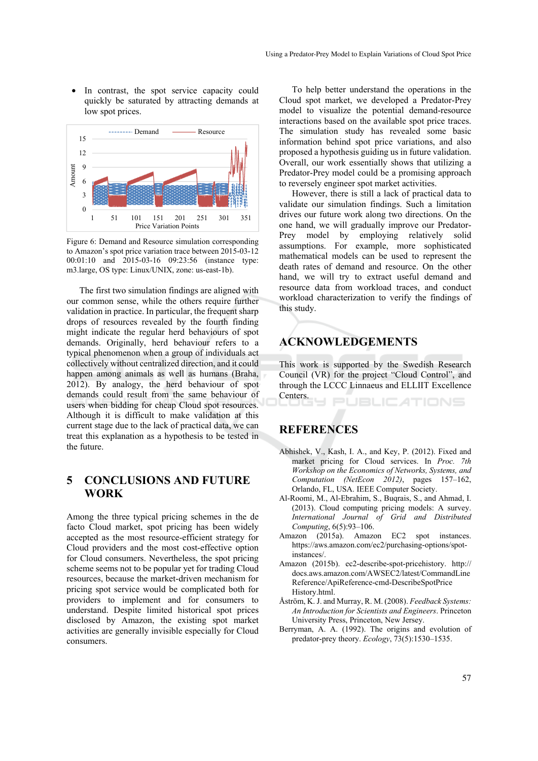- In contrast, the spot service capacity could quickly be saturated by attracting demands at low spot prices.

Figure 6: Demand and Resource simulation corresponding to Amazon's spot price variation trace between 2015-03-12 00:01:10 and 2015-03-16 09:23:56 (instance type: m3.large, OS type: Linux/UNIX, zone: us-east-1b).

The first two simulation findings are aligned with our common sense, while the others require further validation in practice. In particular, the frequent sharp drops of resources revealed by the fourth finding might indicate the regular herd behaviours of spot demands. Originally, herd behaviour refers to a typical phenomenon when a group of individuals act collectively without centralized direction, and it could happen among animals as well as humans (Braha, 2012). By analogy, the herd behaviour of spot demands could result from the same behaviour of users when bidding for cheap Cloud spot resources. Although it is difficult to make validation at this current stage due to the lack of practical data, we can treat this explanation as a hypothesis to be tested in the future.

# 5 CONCLUSIONS AND FUTURE WORK

Among the three typical pricing schemes in the de facto Cloud market, spot pricing has been widely accepted as the most resource-efficient strategy for Cloud providers and the most cost-effective option for Cloud consumers. Nevertheless, the spot pricing scheme seems not to be popular yet for trading Cloud resources, because the market-driven mechanism for pricing spot service would be complicated both for providers to implement and for consumers to understand. Despite limited historical spot prices disclosed by Amazon, the existing spot market activities are generally invisible especially for Cloud consumers.

To help better understand the operations in the Cloud spot market, we developed a Predator-Prey model to visualize the potential demand-resource interactions based on the available spot price traces. The simulation study has revealed some basic information behind spot price variations, and also proposed a hypothesis guiding us in future validation. Overall, our work essentially shows that utilizing a Predator-Prey model could be a promising approach to reversely engineer spot market activities.

However, there is still a lack of practical data to validate our simulation findings. Such a limitation drives our future work along two directions. On the one hand, we will gradually improve our Predator-Prey model by employing relatively solid assumptions. For example, more sophisticated mathematical models can be used to represent the death rates of demand and resource. On the other hand, we will try to extract useful demand and resource data from workload traces, and conduct workload characterization to verify the findings of this study.

# ACKNOWLEDGEMENTS

This work is supported by the Swedish Research Council (VR) for the project "Cloud Control", and through the LCCC Linnaeus and ELLIIT Excellence Centers.

# REFERENCES

Abhishek, V., Kash, I. A., and Key, P. (2012). Fixed and market pricing for Cloud services. In *Proc. 7th Workshop on the Economics of Networks, Systems, and Computation (NetEcon 2012)*, pages 157–162, Orlando, FL, USA. IEEE Computer Society.

Al-Roomi, M., Al-Ebrahim, S., Buqrais, S., and Ahmad, I. (2013). Cloud computing pricing models: A survey. *International Journal of Grid and Distributed Computing*, 6(5):93–106.

Amazon (2015a). Amazon EC2 spot instances. https://aws.amazon.com/ec2/purchasing-options/spot-instances/.

Amazon (2015b). ec2-describe-spot-pricehistory. http://docs.aws.amazon.com/AWSEC2/latest/CommandLineReference/ApiReference-cmd-DescribeSpotPriceHistory.html.

Åström, K. J. and Murray, R. M. (2008). *Feedback Systems: An Introduction for Scientists and Engineers*. Princeton University Press, Princeton, New Jersey.

Berryman, A. A. (1992). The origins and evolution of predator-prey theory. *Ecology*, 73(5):1530–1535.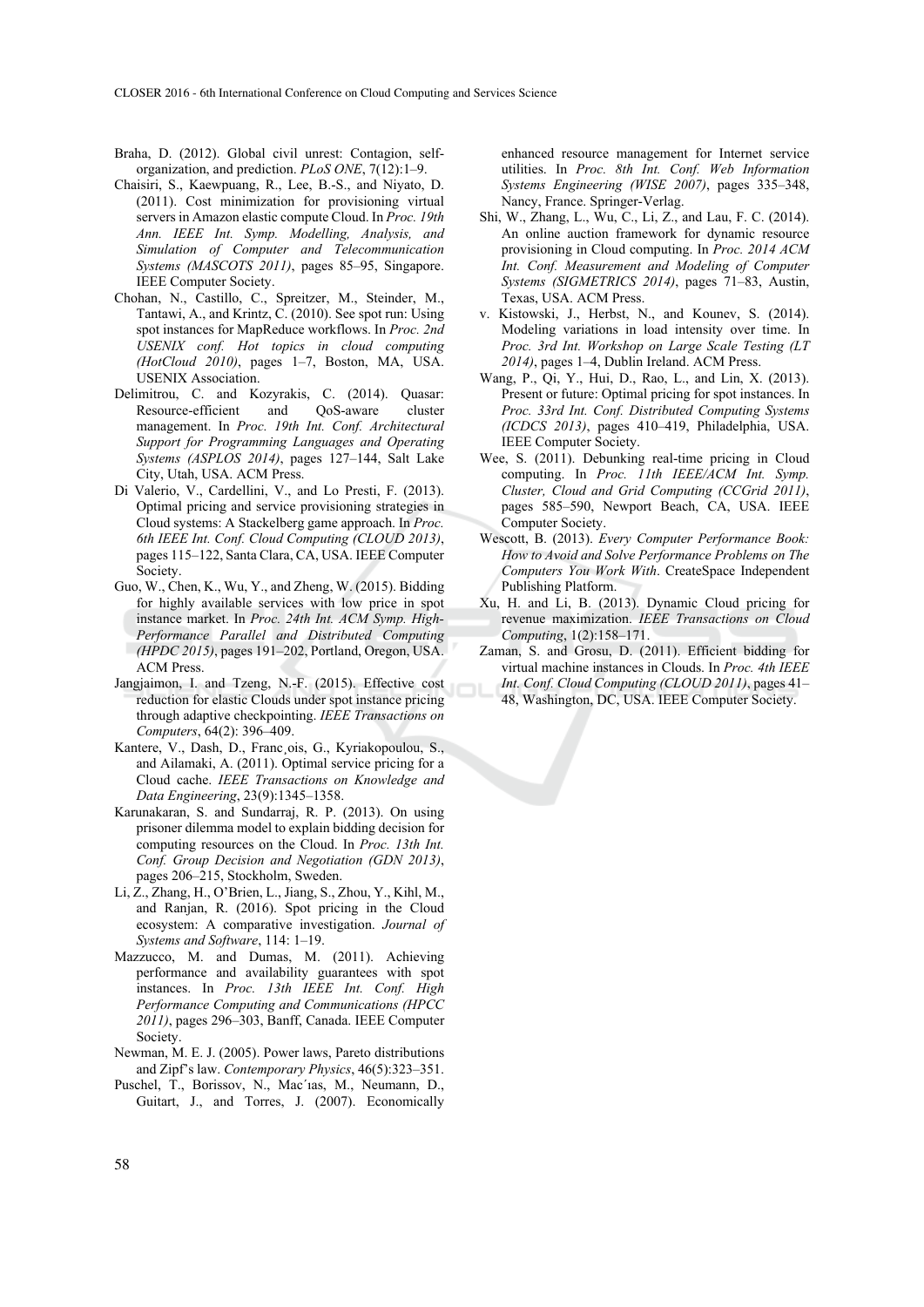Braha, D. (2012). Global civil unrest: Contagion, self-organization, and prediction. *PLoS ONE*, 7(12):1–9.

Chaisiri, S., Kaewpuang, R., Lee, B.-S., and Niyato, D. (2011). Cost minimization for provisioning virtual servers in Amazon elastic compute Cloud. In *Proc. 19th Ann. IEEE Int. Symp. Modelling, Analysis, and Simulation of Computer and Telecommunication Systems (MASCOTS 2011)*, pages 85–95, Singapore. IEEE Computer Society.

Chohan, N., Castillo, C., Spreitzer, M., Steinder, M., Tantawi, A., and Krintz, C. (2010). See spot run: Using spot instances for MapReduce workflows. In *Proc. 2nd USENIX conf. Hot topics in cloud computing (HotCloud 2010)*, pages 1–7, Boston, MA, USA. USENIX Association.

Delimitrou, C. and Kozyrakis, C. (2014). Quasar: Resource-efficient and QoS-aware cluster management. In *Proc. 19th Int. Conf. Architectural Support for Programming Languages and Operating Systems (ASPLOS 2014)*, pages 127–144, Salt Lake City, Utah, USA. ACM Press.

Di Valerio, V., Cardellini, V., and Lo Presti, F. (2013). Optimal pricing and service provisioning strategies in Cloud systems: A Stackelberg game approach. In *Proc. 6th IEEE Int. Conf. Cloud Computing (CLOUD 2013)*, pages 115–122, Santa Clara, CA, USA. IEEE Computer Society.

Guo, W., Chen, K., Wu, Y., and Zheng, W. (2015). Bidding for highly available services with low price in spot instance market. In *Proc. 24th Int. ACM Symp. High-Performance Parallel and Distributed Computing (HPDC 2015)*, pages 191–202, Portland, Oregon, USA. ACM Press.

Jangjaimon, I. and Tzeng, N.-F. (2015). Effective cost reduction for elastic Clouds under spot instance pricing through adaptive checkpointing. *IEEE Transactions on Computers*, 64(2): 396–409.

Kantere, V., Dash, D., Franc¸ois, G., Kyriakopoulou, S., and Ailamaki, A. (2011). Optimal service pricing for a Cloud cache. *IEEE Transactions on Knowledge and Data Engineering*, 23(9):1345–1358.

Karunakaran, S. and Sundarraj, R. P. (2013). On using prisoner dilemma model to explain bidding decision for computing resources on the Cloud. In *Proc. 13th Int. Conf. Group Decision and Negotiation (GDN 2013)*, pages 206–215, Stockholm, Sweden.

Li, Z., Zhang, H., O'Brien, L., Jiang, S., Zhou, Y., Kihl, M., and Ranjan, R. (2016). Spot pricing in the Cloud ecosystem: A comparative investigation. *Journal of Systems and Software*, 114: 1–19.

Mazzucco, M. and Dumas, M. (2011). Achieving performance and availability guarantees with spot instances. In *Proc. 13th IEEE Int. Conf. High Performance Computing and Communications (HPCC 2011)*, pages 296–303, Banff, Canada. IEEE Computer Society.

Newman, M. E. J. (2005). Power laws, Pareto distributions and Zipf's law. *Contemporary Physics*, 46(5):323–351.

Puschel, T., Borissov, N., Mac´ıas, M., Neumann, D., Guitart, J., and Torres, J. (2007). Economically enhanced resource management for Internet service utilities. In *Proc. 8th Int. Conf. Web Information Systems Engineering (WISE 2007)*, pages 335–348, Nancy, France. Springer-Verlag.

Shi, W., Zhang, L., Wu, C., Li, Z., and Lau, F. C. (2014). An online auction framework for dynamic resource provisioning in Cloud computing. In *Proc. 2014 ACM Int. Conf. Measurement and Modeling of Computer Systems (SIGMETRICS 2014)*, pages 71–83, Austin, Texas, USA. ACM Press.

v. Kistowski, J., Herbst, N., and Kounev, S. (2014). Modeling variations in load intensity over time. In *Proc. 3rd Int. Workshop on Large Scale Testing (LT 2014)*, pages 1–4, Dublin Ireland. ACM Press.

Wang, P., Qi, Y., Hui, D., Rao, L., and Lin, X. (2013). Present or future: Optimal pricing for spot instances. In *Proc. 33rd Int. Conf. Distributed Computing Systems (ICDCS 2013)*, pages 410–419, Philadelphia, USA. IEEE Computer Society.

Wee, S. (2011). Debunking real-time pricing in Cloud computing. In *Proc. 11th IEEE/ACM Int. Symp. Cluster, Cloud and Grid Computing (CCGrid 2011)*, pages 585–590, Newport Beach, CA, USA. IEEE Computer Society.

Wescott, B. (2013). *Every Computer Performance Book: How to Avoid and Solve Performance Problems on The Computers You Work With*. CreateSpace Independent Publishing Platform.

Xu, H. and Li, B. (2013). Dynamic Cloud pricing for revenue maximization. *IEEE Transactions on Cloud Computing*, 1(2):158–171.

Zaman, S. and Grosu, D. (2011). Efficient bidding for virtual machine instances in Clouds. In *Proc. 4th IEEE Int. Conf. Cloud Computing (CLOUD 2011)*, pages 41–48, Washington, DC, USA. IEEE Computer Society.